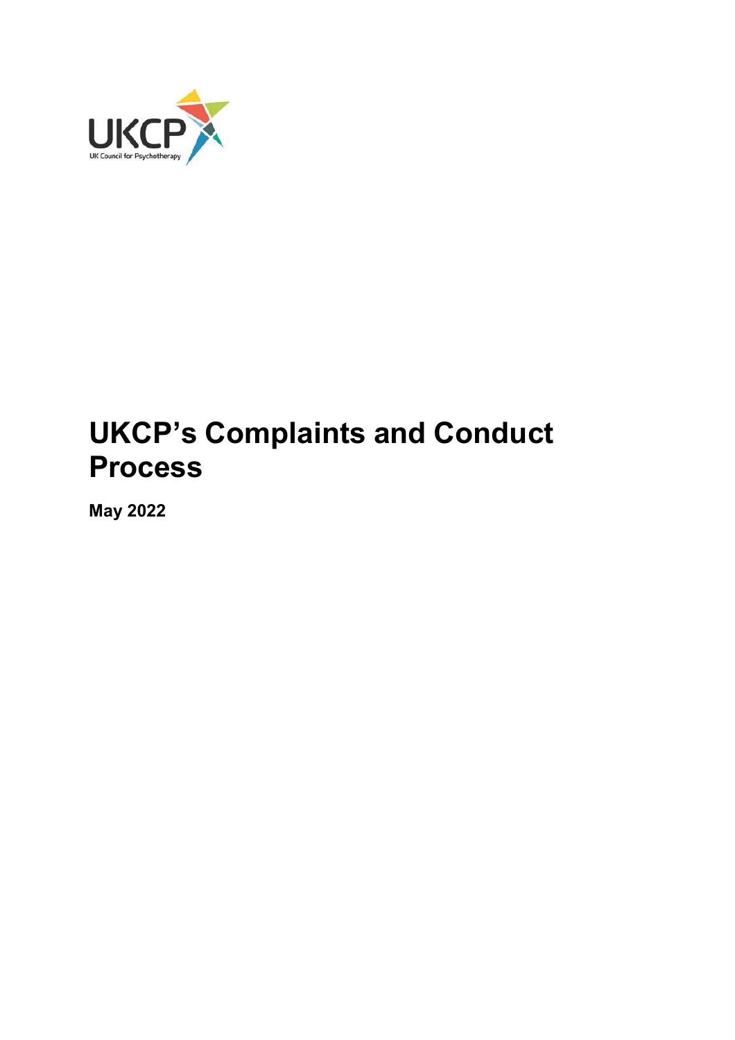# UKCP's Complaints and Conduct Process

**May 2022**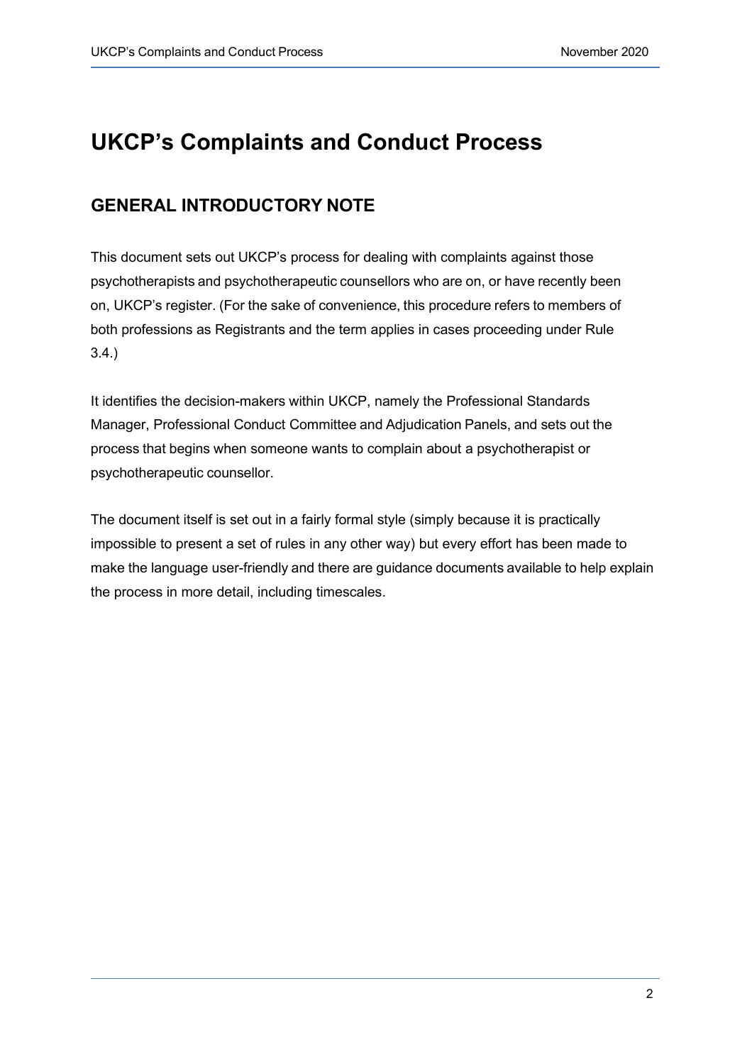# UKCP's Complaints and Conduct Process

## GENERAL INTRODUCTORY NOTE

This document sets out UKCP's process for dealing with complaints against those psychotherapists and psychotherapeutic counsellors who are on, or have recently been on, UKCP's register. (For the sake of convenience, this procedure refers to members of both professions as Registrants and the term applies in cases proceeding under Rule 3.4.)

It identifies the decision-makers within UKCP, namely the Professional Standards Manager, Professional Conduct Committee and Adjudication Panels, and sets out the process that begins when someone wants to complain about a psychotherapist or psychotherapeutic counsellor.

The document itself is set out in a fairly formal style (simply because it is practically impossible to present a set of rules in any other way) but every effort has been made to make the language user-friendly and there are guidance documents available to help explain the process in more detail, including timescales.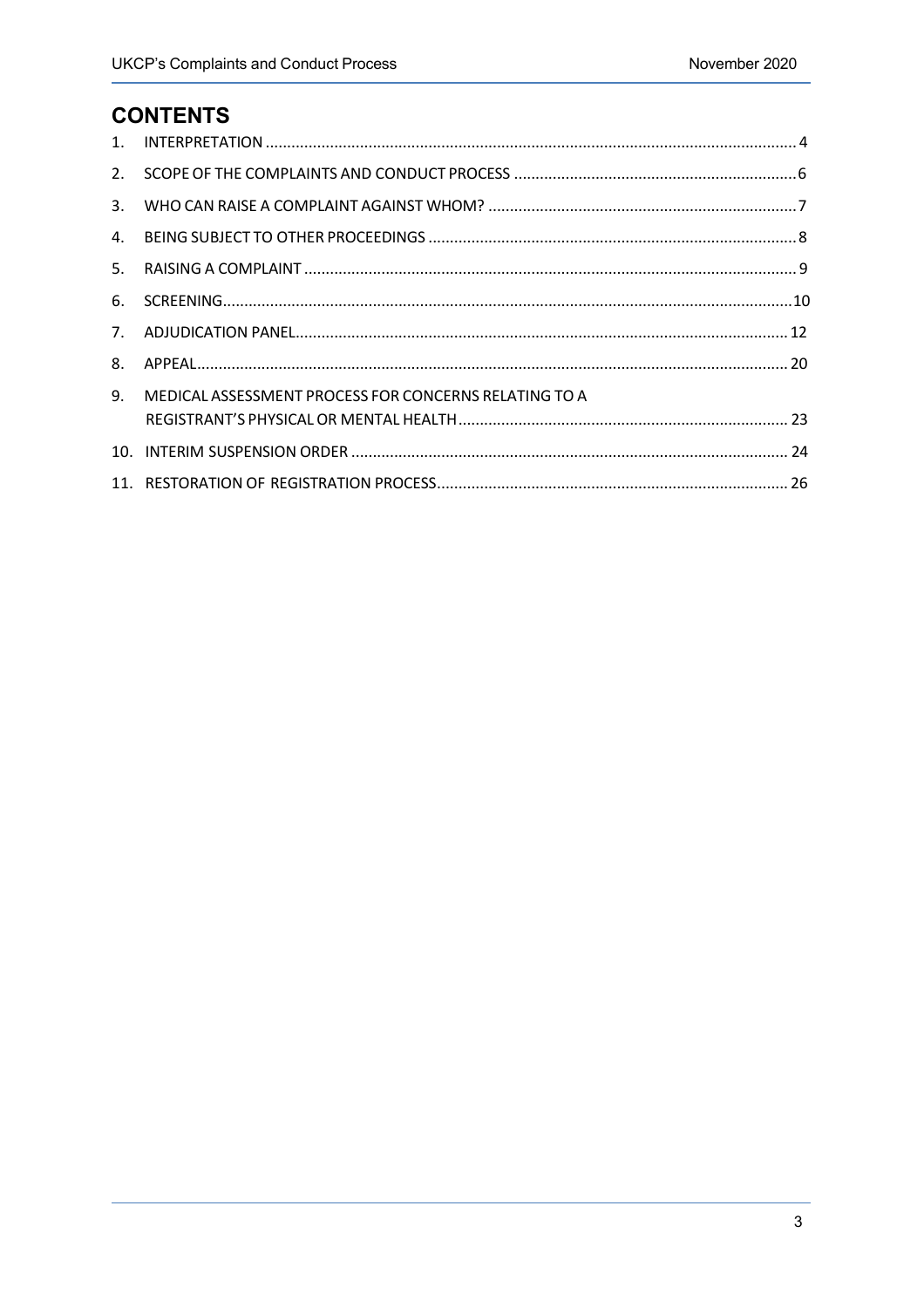## CONTENTS

1. INTERPRETATION .......... 4
2. SCOPE OF THE COMPLAINTS AND CONDUCT PROCESS .......... 6
3. WHO CAN RAISE A COMPLAINT AGAINST WHOM? .......... 7
4. BEING SUBJECT TO OTHER PROCEEDINGS .......... 8
5. RAISING A COMPLAINT .......... 9
6. SCREENING .......... 10
7. ADJUDICATION PANEL .......... 12
8. APPEAL .......... 20
9. MEDICAL ASSESSMENT PROCESS FOR CONCERNS RELATING TO A REGISTRANT'S PHYSICAL OR MENTAL HEALTH .......... 23
10. INTERIM SUSPENSION ORDER .......... 24
11. RESTORATION OF REGISTRATION PROCESS .......... 26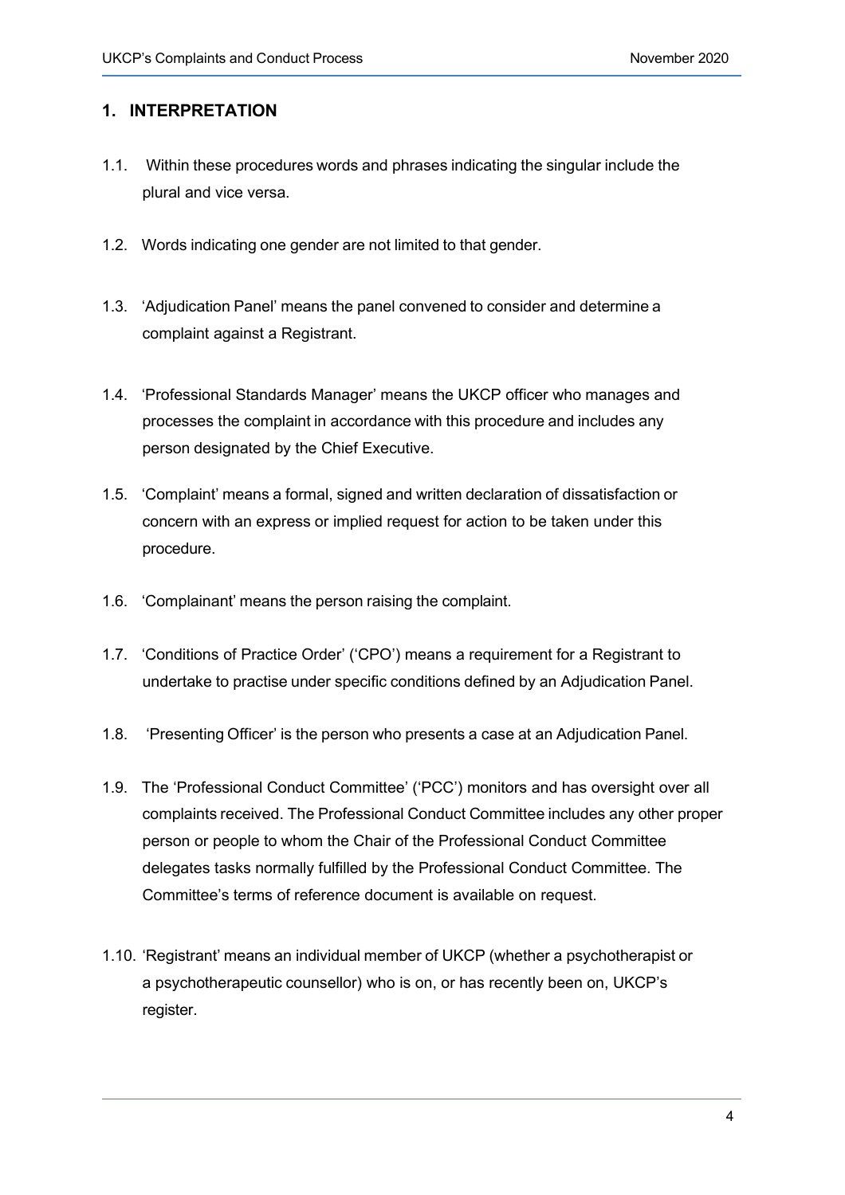## 1. INTERPRETATION

1.1. Within these procedures words and phrases indicating the singular include the plural and vice versa.

1.2. Words indicating one gender are not limited to that gender.

1.3. 'Adjudication Panel' means the panel convened to consider and determine a complaint against a Registrant.

1.4. 'Professional Standards Manager' means the UKCP officer who manages and processes the complaint in accordance with this procedure and includes any person designated by the Chief Executive.

1.5. 'Complaint' means a formal, signed and written declaration of dissatisfaction or concern with an express or implied request for action to be taken under this procedure.

1.6. 'Complainant' means the person raising the complaint.

1.7. 'Conditions of Practice Order' ('CPO') means a requirement for a Registrant to undertake to practise under specific conditions defined by an Adjudication Panel.

1.8. 'Presenting Officer' is the person who presents a case at an Adjudication Panel.

1.9. The 'Professional Conduct Committee' ('PCC') monitors and has oversight over all complaints received. The Professional Conduct Committee includes any other proper person or people to whom the Chair of the Professional Conduct Committee delegates tasks normally fulfilled by the Professional Conduct Committee. The Committee's terms of reference document is available on request.

1.10. 'Registrant' means an individual member of UKCP (whether a psychotherapist or a psychotherapeutic counsellor) who is on, or has recently been on, UKCP's register.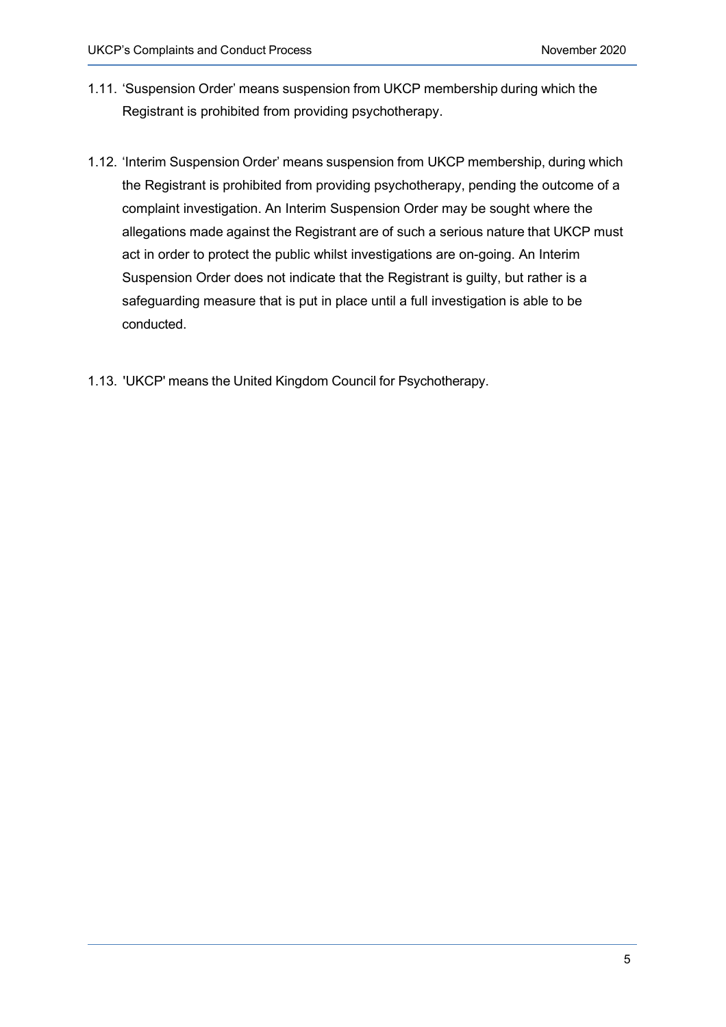1.11. ‘Suspension Order’ means suspension from UKCP membership during which the Registrant is prohibited from providing psychotherapy.

1.12. ‘Interim Suspension Order’ means suspension from UKCP membership, during which the Registrant is prohibited from providing psychotherapy, pending the outcome of a complaint investigation. An Interim Suspension Order may be sought where the allegations made against the Registrant are of such a serious nature that UKCP must act in order to protect the public whilst investigations are on-going. An Interim Suspension Order does not indicate that the Registrant is guilty, but rather is a safeguarding measure that is put in place until a full investigation is able to be conducted.

1.13. 'UKCP' means the United Kingdom Council for Psychotherapy.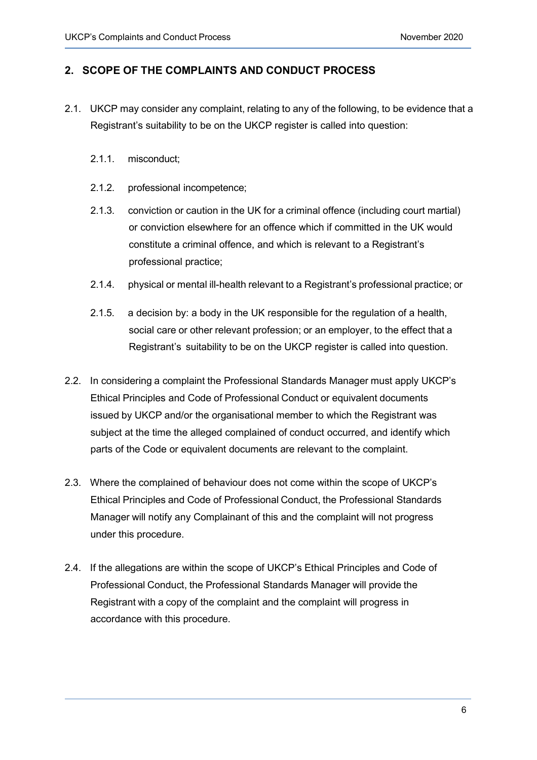## 2. SCOPE OF THE COMPLAINTS AND CONDUCT PROCESS

2.1. UKCP may consider any complaint, relating to any of the following, to be evidence that a Registrant's suitability to be on the UKCP register is called into question:

2.1.1. misconduct;

2.1.2. professional incompetence;

2.1.3. conviction or caution in the UK for a criminal offence (including court martial) or conviction elsewhere for an offence which if committed in the UK would constitute a criminal offence, and which is relevant to a Registrant's professional practice;

2.1.4. physical or mental ill-health relevant to a Registrant's professional practice; or

2.1.5. a decision by: a body in the UK responsible for the regulation of a health, social care or other relevant profession; or an employer, to the effect that a Registrant's suitability to be on the UKCP register is called into question.

2.2. In considering a complaint the Professional Standards Manager must apply UKCP's Ethical Principles and Code of Professional Conduct or equivalent documents issued by UKCP and/or the organisational member to which the Registrant was subject at the time the alleged complained of conduct occurred, and identify which parts of the Code or equivalent documents are relevant to the complaint.

2.3. Where the complained of behaviour does not come within the scope of UKCP's Ethical Principles and Code of Professional Conduct, the Professional Standards Manager will notify any Complainant of this and the complaint will not progress under this procedure.

2.4. If the allegations are within the scope of UKCP's Ethical Principles and Code of Professional Conduct, the Professional Standards Manager will provide the Registrant with a copy of the complaint and the complaint will progress in accordance with this procedure.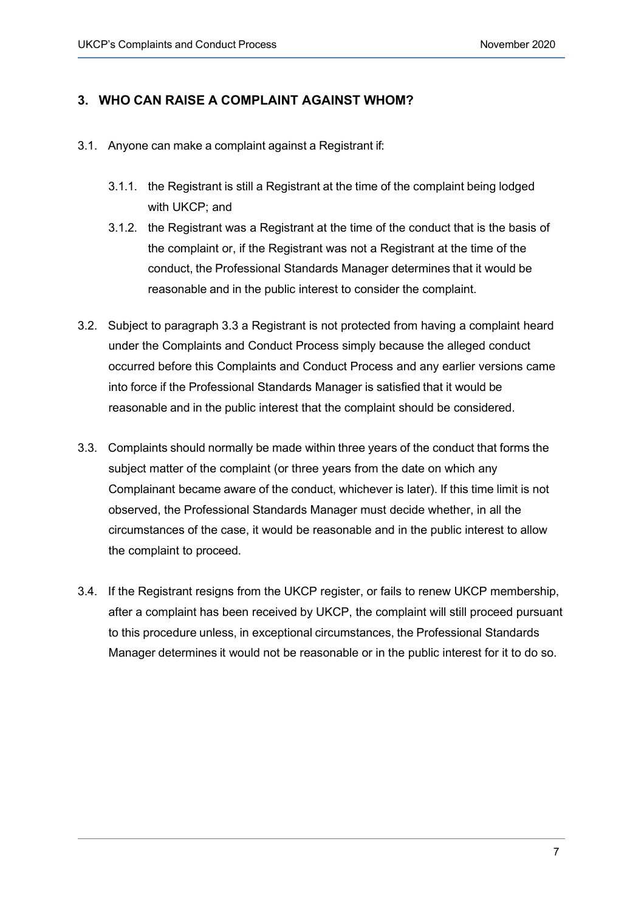## 3. WHO CAN RAISE A COMPLAINT AGAINST WHOM?

3.1. Anyone can make a complaint against a Registrant if:

3.1.1. the Registrant is still a Registrant at the time of the complaint being lodged with UKCP; and

3.1.2. the Registrant was a Registrant at the time of the conduct that is the basis of the complaint or, if the Registrant was not a Registrant at the time of the conduct, the Professional Standards Manager determines that it would be reasonable and in the public interest to consider the complaint.

3.2. Subject to paragraph 3.3 a Registrant is not protected from having a complaint heard under the Complaints and Conduct Process simply because the alleged conduct occurred before this Complaints and Conduct Process and any earlier versions came into force if the Professional Standards Manager is satisfied that it would be reasonable and in the public interest that the complaint should be considered.

3.3. Complaints should normally be made within three years of the conduct that forms the subject matter of the complaint (or three years from the date on which any Complainant became aware of the conduct, whichever is later). If this time limit is not observed, the Professional Standards Manager must decide whether, in all the circumstances of the case, it would be reasonable and in the public interest to allow the complaint to proceed.

3.4. If the Registrant resigns from the UKCP register, or fails to renew UKCP membership, after a complaint has been received by UKCP, the complaint will still proceed pursuant to this procedure unless, in exceptional circumstances, the Professional Standards Manager determines it would not be reasonable or in the public interest for it to do so.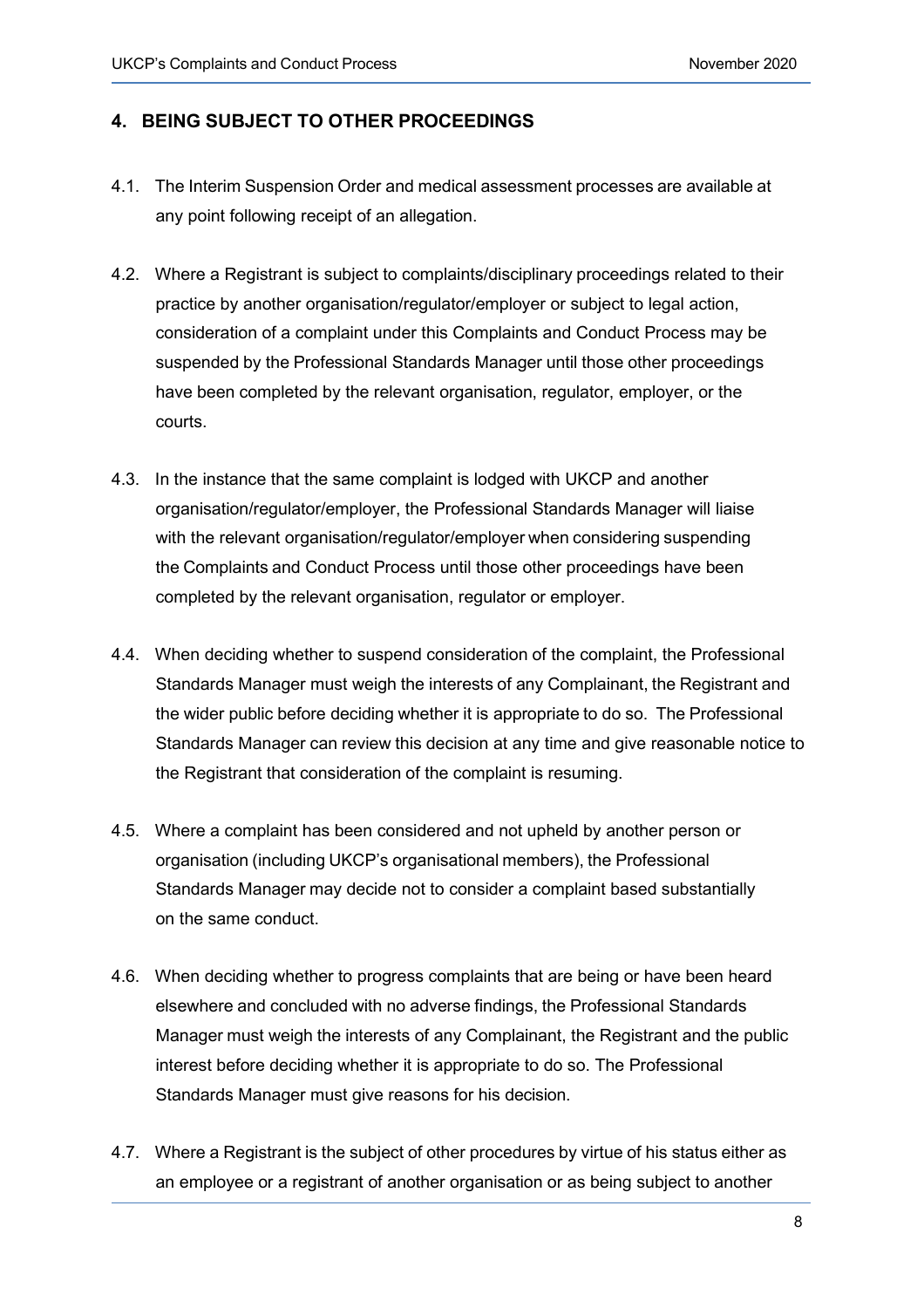## 4. BEING SUBJECT TO OTHER PROCEEDINGS

4.1. The Interim Suspension Order and medical assessment processes are available at any point following receipt of an allegation.

4.2. Where a Registrant is subject to complaints/disciplinary proceedings related to their practice by another organisation/regulator/employer or subject to legal action, consideration of a complaint under this Complaints and Conduct Process may be suspended by the Professional Standards Manager until those other proceedings have been completed by the relevant organisation, regulator, employer, or the courts.

4.3. In the instance that the same complaint is lodged with UKCP and another organisation/regulator/employer, the Professional Standards Manager will liaise with the relevant organisation/regulator/employer when considering suspending the Complaints and Conduct Process until those other proceedings have been completed by the relevant organisation, regulator or employer.

4.4. When deciding whether to suspend consideration of the complaint, the Professional Standards Manager must weigh the interests of any Complainant, the Registrant and the wider public before deciding whether it is appropriate to do so. The Professional Standards Manager can review this decision at any time and give reasonable notice to the Registrant that consideration of the complaint is resuming.

4.5. Where a complaint has been considered and not upheld by another person or organisation (including UKCP's organisational members), the Professional Standards Manager may decide not to consider a complaint based substantially on the same conduct.

4.6. When deciding whether to progress complaints that are being or have been heard elsewhere and concluded with no adverse findings, the Professional Standards Manager must weigh the interests of any Complainant, the Registrant and the public interest before deciding whether it is appropriate to do so. The Professional Standards Manager must give reasons for his decision.

4.7. Where a Registrant is the subject of other procedures by virtue of his status either as an employee or a registrant of another organisation or as being subject to another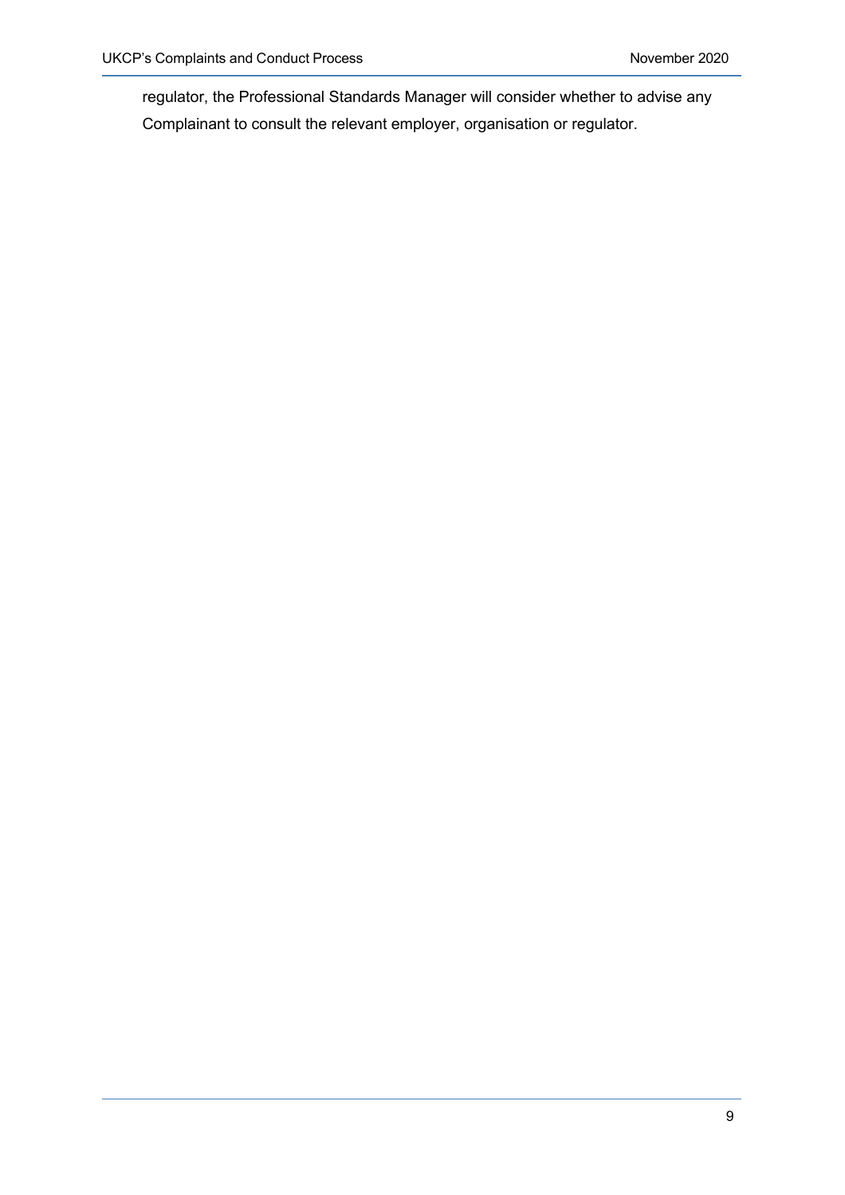regulator, the Professional Standards Manager will consider whether to advise any Complainant to consult the relevant employer, organisation or regulator.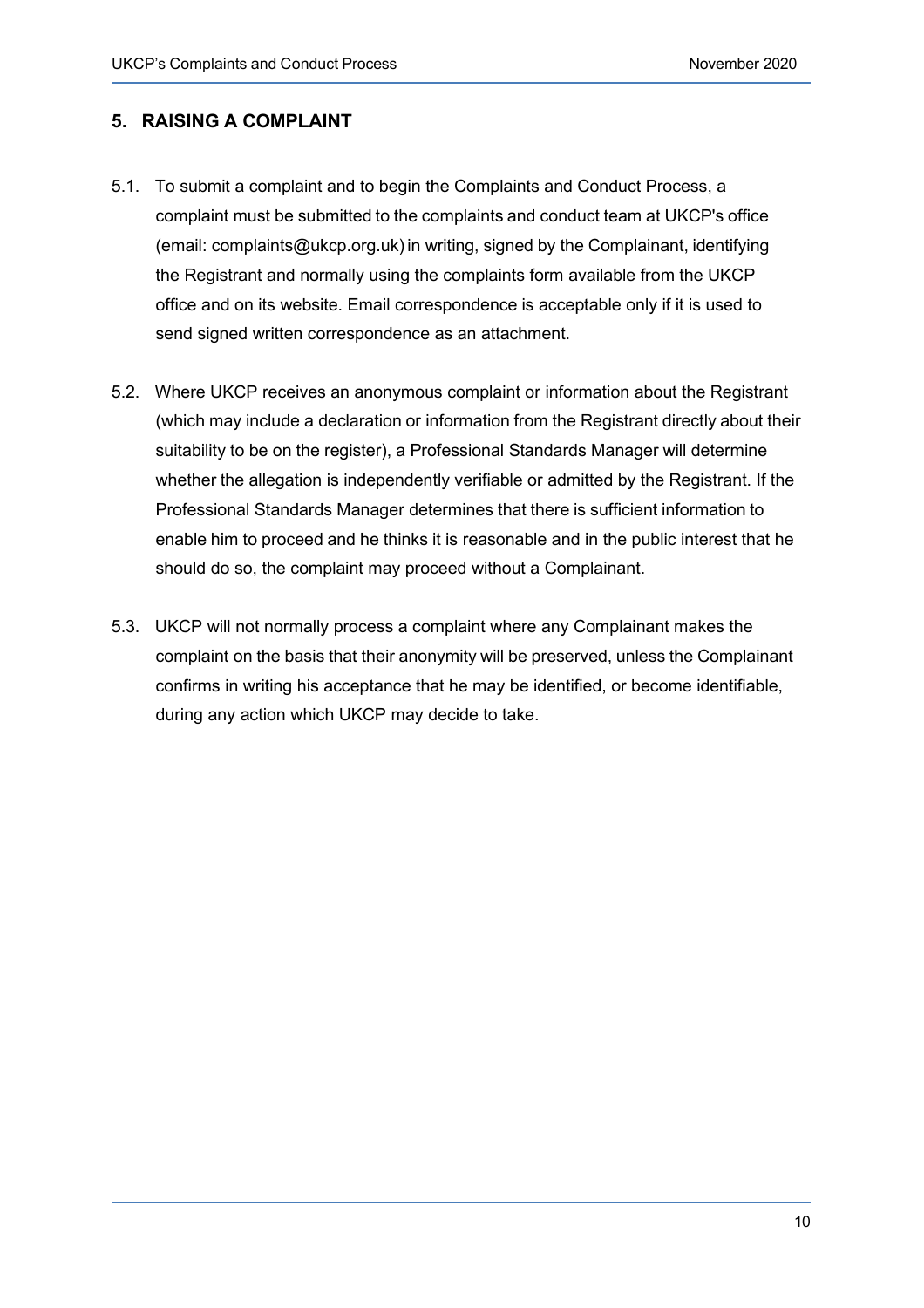## 5. RAISING A COMPLAINT

5.1. To submit a complaint and to begin the Complaints and Conduct Process, a complaint must be submitted to the complaints and conduct team at UKCP's office (email: complaints@ukcp.org.uk) in writing, signed by the Complainant, identifying the Registrant and normally using the complaints form available from the UKCP office and on its website. Email correspondence is acceptable only if it is used to send signed written correspondence as an attachment.

5.2. Where UKCP receives an anonymous complaint or information about the Registrant (which may include a declaration or information from the Registrant directly about their suitability to be on the register), a Professional Standards Manager will determine whether the allegation is independently verifiable or admitted by the Registrant. If the Professional Standards Manager determines that there is sufficient information to enable him to proceed and he thinks it is reasonable and in the public interest that he should do so, the complaint may proceed without a Complainant.

5.3. UKCP will not normally process a complaint where any Complainant makes the complaint on the basis that their anonymity will be preserved, unless the Complainant confirms in writing his acceptance that he may be identified, or become identifiable, during any action which UKCP may decide to take.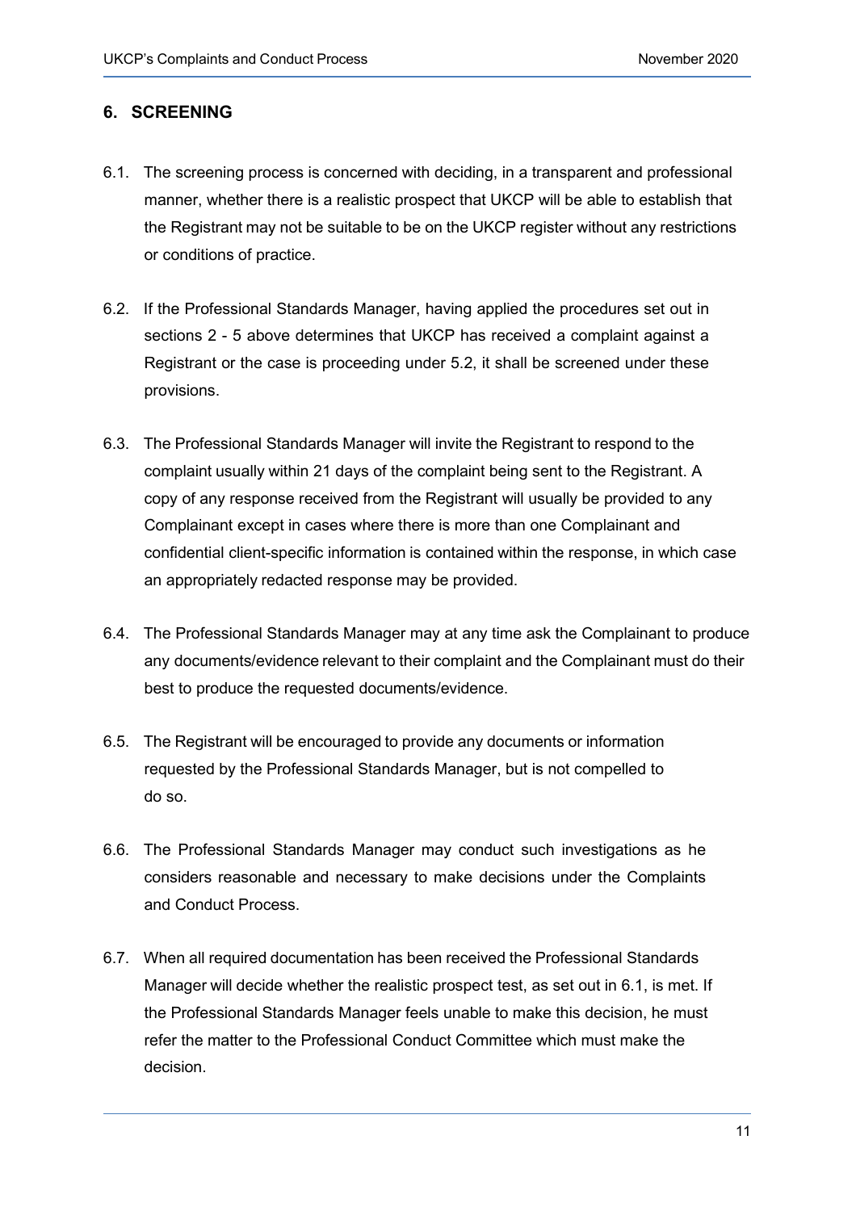## 6. SCREENING

6.1. The screening process is concerned with deciding, in a transparent and professional manner, whether there is a realistic prospect that UKCP will be able to establish that the Registrant may not be suitable to be on the UKCP register without any restrictions or conditions of practice.

6.2. If the Professional Standards Manager, having applied the procedures set out in sections 2 - 5 above determines that UKCP has received a complaint against a Registrant or the case is proceeding under 5.2, it shall be screened under these provisions.

6.3. The Professional Standards Manager will invite the Registrant to respond to the complaint usually within 21 days of the complaint being sent to the Registrant. A copy of any response received from the Registrant will usually be provided to any Complainant except in cases where there is more than one Complainant and confidential client-specific information is contained within the response, in which case an appropriately redacted response may be provided.

6.4. The Professional Standards Manager may at any time ask the Complainant to produce any documents/evidence relevant to their complaint and the Complainant must do their best to produce the requested documents/evidence.

6.5. The Registrant will be encouraged to provide any documents or information requested by the Professional Standards Manager, but is not compelled to do so.

6.6. The Professional Standards Manager may conduct such investigations as he considers reasonable and necessary to make decisions under the Complaints and Conduct Process.

6.7. When all required documentation has been received the Professional Standards Manager will decide whether the realistic prospect test, as set out in 6.1, is met. If the Professional Standards Manager feels unable to make this decision, he must refer the matter to the Professional Conduct Committee which must make the decision.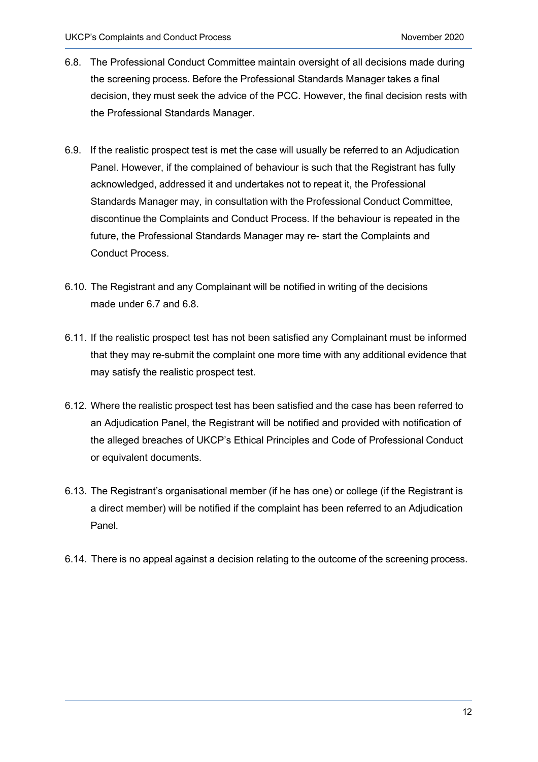6.8. The Professional Conduct Committee maintain oversight of all decisions made during the screening process. Before the Professional Standards Manager takes a final decision, they must seek the advice of the PCC. However, the final decision rests with the Professional Standards Manager.

6.9. If the realistic prospect test is met the case will usually be referred to an Adjudication Panel. However, if the complained of behaviour is such that the Registrant has fully acknowledged, addressed it and undertakes not to repeat it, the Professional Standards Manager may, in consultation with the Professional Conduct Committee, discontinue the Complaints and Conduct Process. If the behaviour is repeated in the future, the Professional Standards Manager may re- start the Complaints and Conduct Process.

6.10. The Registrant and any Complainant will be notified in writing of the decisions made under 6.7 and 6.8.

6.11. If the realistic prospect test has not been satisfied any Complainant must be informed that they may re-submit the complaint one more time with any additional evidence that may satisfy the realistic prospect test.

6.12. Where the realistic prospect test has been satisfied and the case has been referred to an Adjudication Panel, the Registrant will be notified and provided with notification of the alleged breaches of UKCP's Ethical Principles and Code of Professional Conduct or equivalent documents.

6.13. The Registrant's organisational member (if he has one) or college (if the Registrant is a direct member) will be notified if the complaint has been referred to an Adjudication Panel.

6.14. There is no appeal against a decision relating to the outcome of the screening process.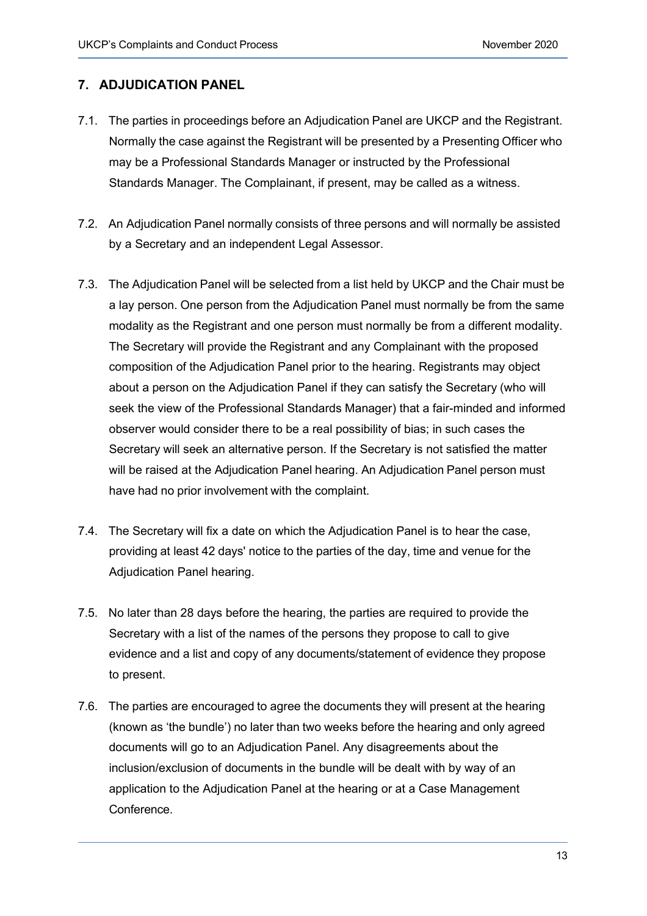## 7. ADJUDICATION PANEL

7.1. The parties in proceedings before an Adjudication Panel are UKCP and the Registrant. Normally the case against the Registrant will be presented by a Presenting Officer who may be a Professional Standards Manager or instructed by the Professional Standards Manager. The Complainant, if present, may be called as a witness.

7.2. An Adjudication Panel normally consists of three persons and will normally be assisted by a Secretary and an independent Legal Assessor.

7.3. The Adjudication Panel will be selected from a list held by UKCP and the Chair must be a lay person. One person from the Adjudication Panel must normally be from the same modality as the Registrant and one person must normally be from a different modality. The Secretary will provide the Registrant and any Complainant with the proposed composition of the Adjudication Panel prior to the hearing. Registrants may object about a person on the Adjudication Panel if they can satisfy the Secretary (who will seek the view of the Professional Standards Manager) that a fair-minded and informed observer would consider there to be a real possibility of bias; in such cases the Secretary will seek an alternative person. If the Secretary is not satisfied the matter will be raised at the Adjudication Panel hearing. An Adjudication Panel person must have had no prior involvement with the complaint.

7.4. The Secretary will fix a date on which the Adjudication Panel is to hear the case, providing at least 42 days' notice to the parties of the day, time and venue for the Adjudication Panel hearing.

7.5. No later than 28 days before the hearing, the parties are required to provide the Secretary with a list of the names of the persons they propose to call to give evidence and a list and copy of any documents/statement of evidence they propose to present.

7.6. The parties are encouraged to agree the documents they will present at the hearing (known as 'the bundle') no later than two weeks before the hearing and only agreed documents will go to an Adjudication Panel. Any disagreements about the inclusion/exclusion of documents in the bundle will be dealt with by way of an application to the Adjudication Panel at the hearing or at a Case Management Conference.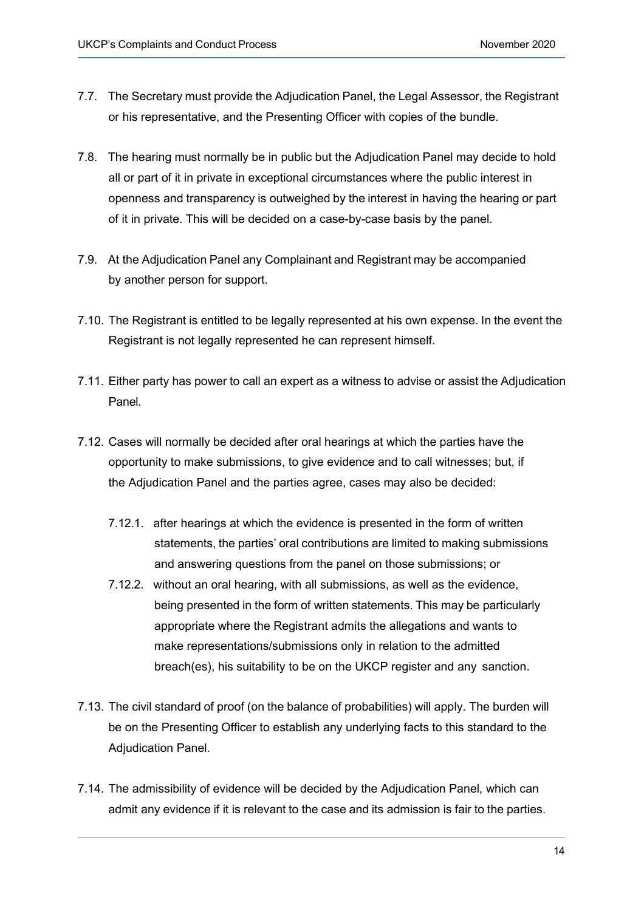7.7. The Secretary must provide the Adjudication Panel, the Legal Assessor, the Registrant or his representative, and the Presenting Officer with copies of the bundle.

7.8. The hearing must normally be in public but the Adjudication Panel may decide to hold all or part of it in private in exceptional circumstances where the public interest in openness and transparency is outweighed by the interest in having the hearing or part of it in private. This will be decided on a case-by-case basis by the panel.

7.9. At the Adjudication Panel any Complainant and Registrant may be accompanied by another person for support.

7.10. The Registrant is entitled to be legally represented at his own expense. In the event the Registrant is not legally represented he can represent himself.

7.11. Either party has power to call an expert as a witness to advise or assist the Adjudication Panel.

7.12. Cases will normally be decided after oral hearings at which the parties have the opportunity to make submissions, to give evidence and to call witnesses; but, if the Adjudication Panel and the parties agree, cases may also be decided:

7.12.1. after hearings at which the evidence is presented in the form of written statements, the parties' oral contributions are limited to making submissions and answering questions from the panel on those submissions; or

7.12.2. without an oral hearing, with all submissions, as well as the evidence, being presented in the form of written statements. This may be particularly appropriate where the Registrant admits the allegations and wants to make representations/submissions only in relation to the admitted breach(es), his suitability to be on the UKCP register and any sanction.

7.13. The civil standard of proof (on the balance of probabilities) will apply. The burden will be on the Presenting Officer to establish any underlying facts to this standard to the Adjudication Panel.

7.14. The admissibility of evidence will be decided by the Adjudication Panel, which can admit any evidence if it is relevant to the case and its admission is fair to the parties.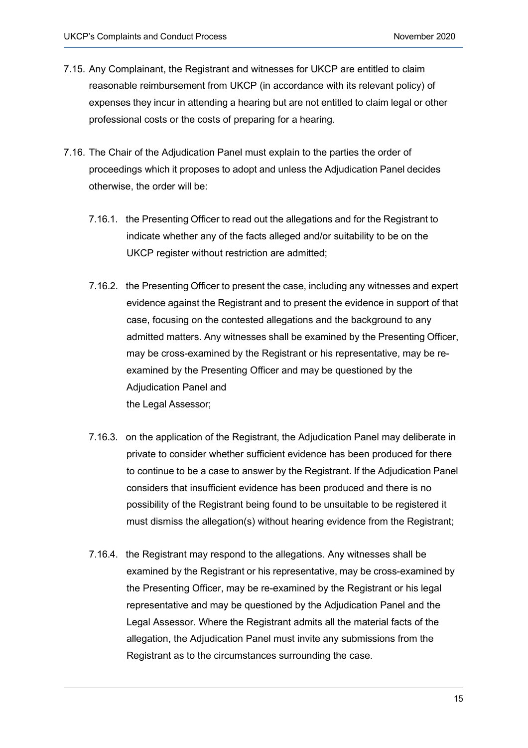7.15. Any Complainant, the Registrant and witnesses for UKCP are entitled to claim reasonable reimbursement from UKCP (in accordance with its relevant policy) of expenses they incur in attending a hearing but are not entitled to claim legal or other professional costs or the costs of preparing for a hearing.

7.16. The Chair of the Adjudication Panel must explain to the parties the order of proceedings which it proposes to adopt and unless the Adjudication Panel decides otherwise, the order will be:

7.16.1. the Presenting Officer to read out the allegations and for the Registrant to indicate whether any of the facts alleged and/or suitability to be on the UKCP register without restriction are admitted;

7.16.2. the Presenting Officer to present the case, including any witnesses and expert evidence against the Registrant and to present the evidence in support of that case, focusing on the contested allegations and the background to any admitted matters. Any witnesses shall be examined by the Presenting Officer, may be cross-examined by the Registrant or his representative, may be re-examined by the Presenting Officer and may be questioned by the Adjudication Panel and the Legal Assessor;

7.16.3. on the application of the Registrant, the Adjudication Panel may deliberate in private to consider whether sufficient evidence has been produced for there to continue to be a case to answer by the Registrant. If the Adjudication Panel considers that insufficient evidence has been produced and there is no possibility of the Registrant being found to be unsuitable to be registered it must dismiss the allegation(s) without hearing evidence from the Registrant;

7.16.4. the Registrant may respond to the allegations. Any witnesses shall be examined by the Registrant or his representative, may be cross-examined by the Presenting Officer, may be re-examined by the Registrant or his legal representative and may be questioned by the Adjudication Panel and the Legal Assessor. Where the Registrant admits all the material facts of the allegation, the Adjudication Panel must invite any submissions from the Registrant as to the circumstances surrounding the case.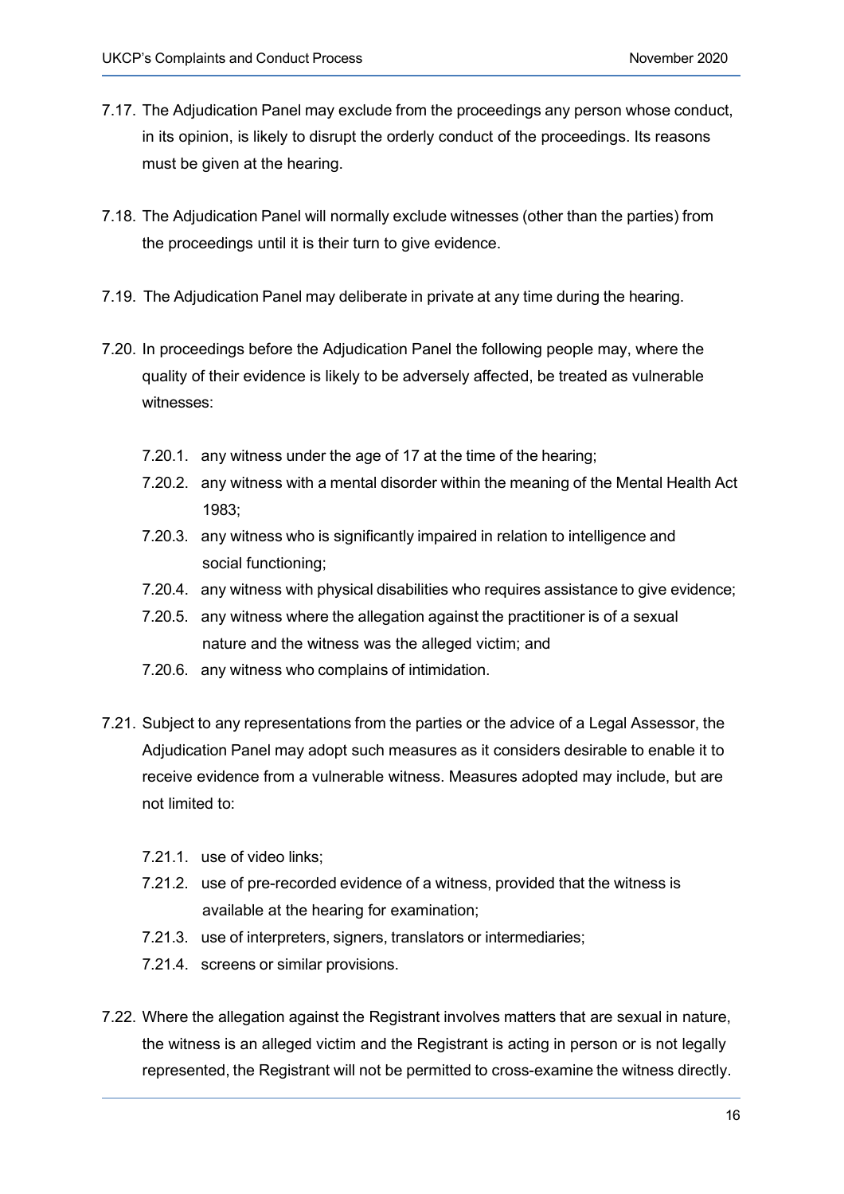7.17. The Adjudication Panel may exclude from the proceedings any person whose conduct, in its opinion, is likely to disrupt the orderly conduct of the proceedings. Its reasons must be given at the hearing.

7.18. The Adjudication Panel will normally exclude witnesses (other than the parties) from the proceedings until it is their turn to give evidence.

7.19. The Adjudication Panel may deliberate in private at any time during the hearing.

7.20. In proceedings before the Adjudication Panel the following people may, where the quality of their evidence is likely to be adversely affected, be treated as vulnerable witnesses:

- 7.20.1. any witness under the age of 17 at the time of the hearing;
- 7.20.2. any witness with a mental disorder within the meaning of the Mental Health Act 1983;
- 7.20.3. any witness who is significantly impaired in relation to intelligence and social functioning;
- 7.20.4. any witness with physical disabilities who requires assistance to give evidence;
- 7.20.5. any witness where the allegation against the practitioner is of a sexual nature and the witness was the alleged victim; and
- 7.20.6. any witness who complains of intimidation.

7.21. Subject to any representations from the parties or the advice of a Legal Assessor, the Adjudication Panel may adopt such measures as it considers desirable to enable it to receive evidence from a vulnerable witness. Measures adopted may include, but are not limited to:

- 7.21.1. use of video links;
- 7.21.2. use of pre-recorded evidence of a witness, provided that the witness is available at the hearing for examination;
- 7.21.3. use of interpreters, signers, translators or intermediaries;
- 7.21.4. screens or similar provisions.

7.22. Where the allegation against the Registrant involves matters that are sexual in nature, the witness is an alleged victim and the Registrant is acting in person or is not legally represented, the Registrant will not be permitted to cross-examine the witness directly.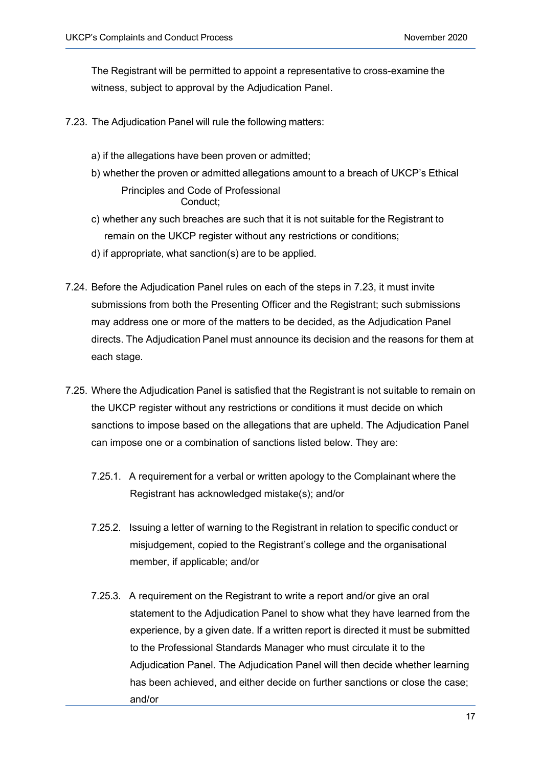The Registrant will be permitted to appoint a representative to cross-examine the witness, subject to approval by the Adjudication Panel.

7.23. The Adjudication Panel will rule the following matters:

a) if the allegations have been proven or admitted;

b) whether the proven or admitted allegations amount to a breach of UKCP's Ethical Principles and Code of Professional Conduct;

c) whether any such breaches are such that it is not suitable for the Registrant to remain on the UKCP register without any restrictions or conditions;

d) if appropriate, what sanction(s) are to be applied.

7.24. Before the Adjudication Panel rules on each of the steps in 7.23, it must invite submissions from both the Presenting Officer and the Registrant; such submissions may address one or more of the matters to be decided, as the Adjudication Panel directs. The Adjudication Panel must announce its decision and the reasons for them at each stage.

7.25. Where the Adjudication Panel is satisfied that the Registrant is not suitable to remain on the UKCP register without any restrictions or conditions it must decide on which sanctions to impose based on the allegations that are upheld. The Adjudication Panel can impose one or a combination of sanctions listed below. They are:

7.25.1. A requirement for a verbal or written apology to the Complainant where the Registrant has acknowledged mistake(s); and/or

7.25.2. Issuing a letter of warning to the Registrant in relation to specific conduct or misjudgement, copied to the Registrant's college and the organisational member, if applicable; and/or

7.25.3. A requirement on the Registrant to write a report and/or give an oral statement to the Adjudication Panel to show what they have learned from the experience, by a given date. If a written report is directed it must be submitted to the Professional Standards Manager who must circulate it to the Adjudication Panel. The Adjudication Panel will then decide whether learning has been achieved, and either decide on further sanctions or close the case; and/or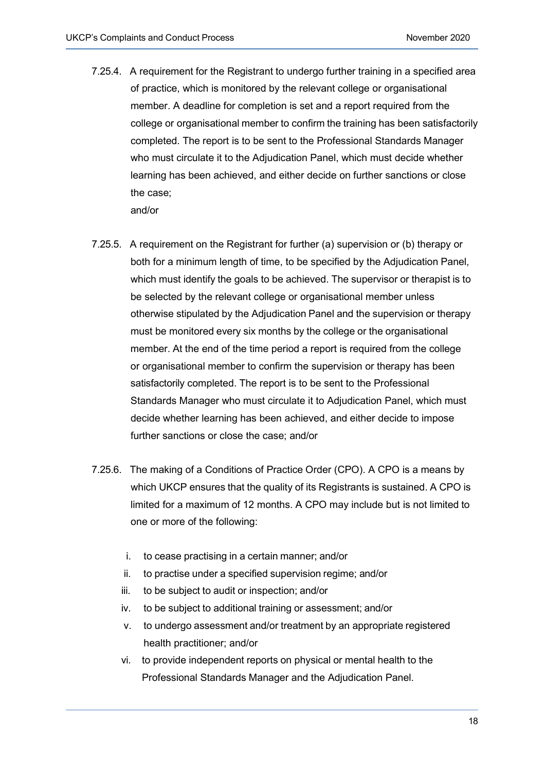7.25.4. A requirement for the Registrant to undergo further training in a specified area of practice, which is monitored by the relevant college or organisational member. A deadline for completion is set and a report required from the college or organisational member to confirm the training has been satisfactorily completed. The report is to be sent to the Professional Standards Manager who must circulate it to the Adjudication Panel, which must decide whether learning has been achieved, and either decide on further sanctions or close the case;
and/or

7.25.5. A requirement on the Registrant for further (a) supervision or (b) therapy or both for a minimum length of time, to be specified by the Adjudication Panel, which must identify the goals to be achieved. The supervisor or therapist is to be selected by the relevant college or organisational member unless otherwise stipulated by the Adjudication Panel and the supervision or therapy must be monitored every six months by the college or the organisational member. At the end of the time period a report is required from the college or organisational member to confirm the supervision or therapy has been satisfactorily completed. The report is to be sent to the Professional Standards Manager who must circulate it to Adjudication Panel, which must decide whether learning has been achieved, and either decide to impose further sanctions or close the case; and/or

7.25.6. The making of a Conditions of Practice Order (CPO). A CPO is a means by which UKCP ensures that the quality of its Registrants is sustained. A CPO is limited for a maximum of 12 months. A CPO may include but is not limited to one or more of the following:

i. to cease practising in a certain manner; and/or
ii. to practise under a specified supervision regime; and/or
iii. to be subject to audit or inspection; and/or
iv. to be subject to additional training or assessment; and/or
v. to undergo assessment and/or treatment by an appropriate registered health practitioner; and/or
vi. to provide independent reports on physical or mental health to the Professional Standards Manager and the Adjudication Panel.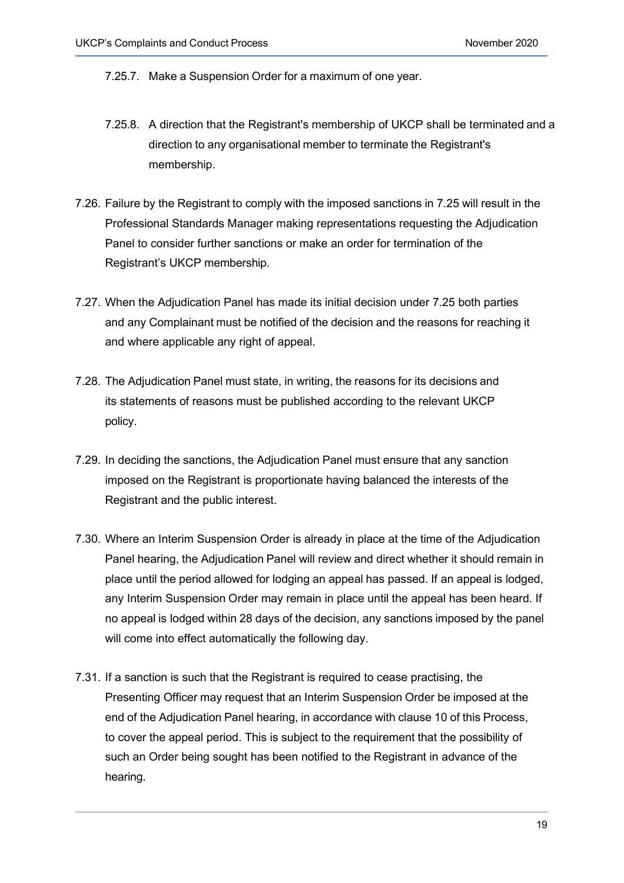7.25.7. Make a Suspension Order for a maximum of one year.

7.25.8. A direction that the Registrant's membership of UKCP shall be terminated and a direction to any organisational member to terminate the Registrant's membership.

7.26. Failure by the Registrant to comply with the imposed sanctions in 7.25 will result in the Professional Standards Manager making representations requesting the Adjudication Panel to consider further sanctions or make an order for termination of the Registrant's UKCP membership.

7.27. When the Adjudication Panel has made its initial decision under 7.25 both parties and any Complainant must be notified of the decision and the reasons for reaching it and where applicable any right of appeal.

7.28. The Adjudication Panel must state, in writing, the reasons for its decisions and its statements of reasons must be published according to the relevant UKCP policy.

7.29. In deciding the sanctions, the Adjudication Panel must ensure that any sanction imposed on the Registrant is proportionate having balanced the interests of the Registrant and the public interest.

7.30. Where an Interim Suspension Order is already in place at the time of the Adjudication Panel hearing, the Adjudication Panel will review and direct whether it should remain in place until the period allowed for lodging an appeal has passed. If an appeal is lodged, any Interim Suspension Order may remain in place until the appeal has been heard. If no appeal is lodged within 28 days of the decision, any sanctions imposed by the panel will come into effect automatically the following day.

7.31. If a sanction is such that the Registrant is required to cease practising, the Presenting Officer may request that an Interim Suspension Order be imposed at the end of the Adjudication Panel hearing, in accordance with clause 10 of this Process, to cover the appeal period. This is subject to the requirement that the possibility of such an Order being sought has been notified to the Registrant in advance of the hearing.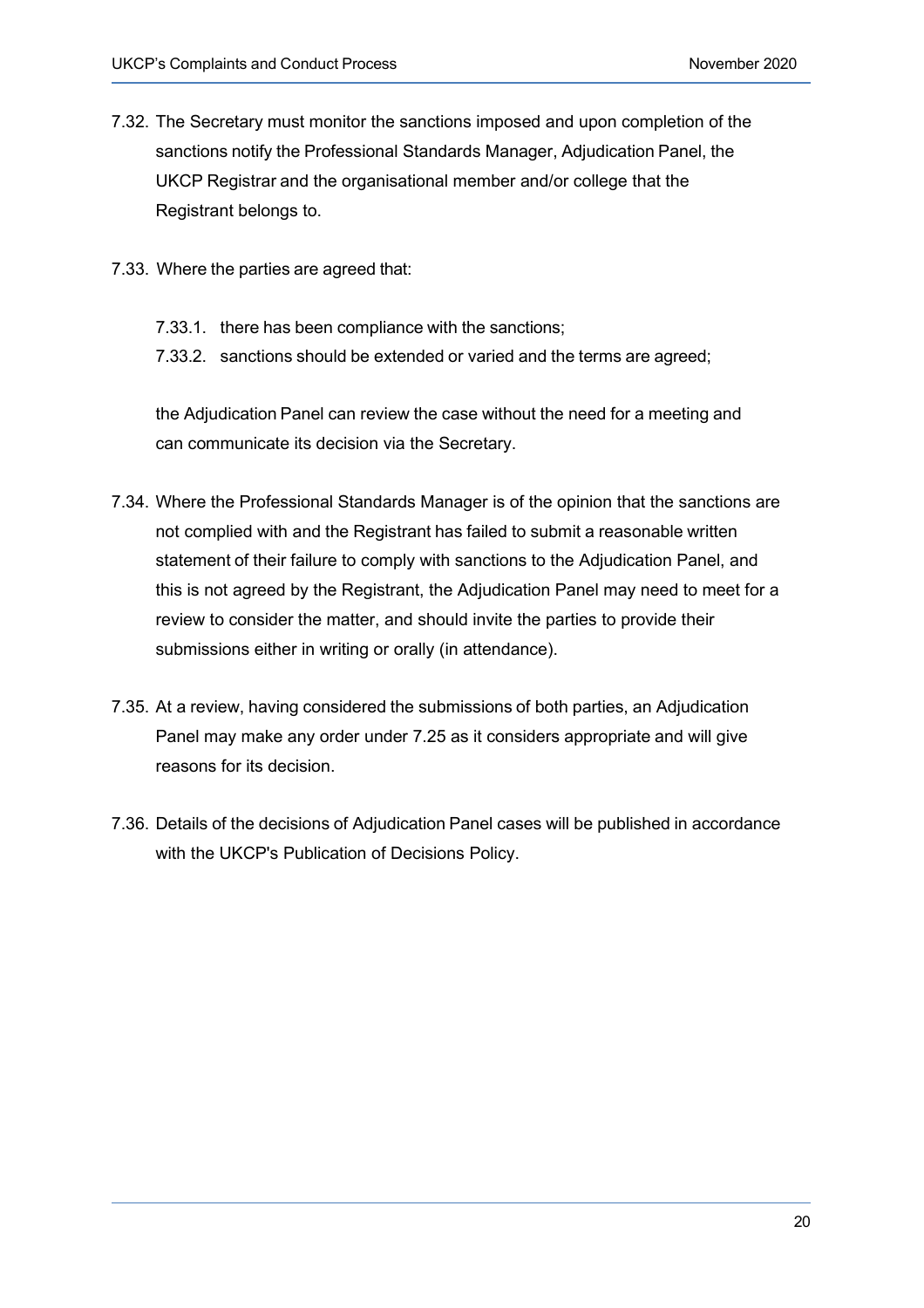7.32. The Secretary must monitor the sanctions imposed and upon completion of the sanctions notify the Professional Standards Manager, Adjudication Panel, the UKCP Registrar and the organisational member and/or college that the Registrant belongs to.

7.33. Where the parties are agreed that:

   7.33.1. there has been compliance with the sanctions;

   7.33.2. sanctions should be extended or varied and the terms are agreed;

   the Adjudication Panel can review the case without the need for a meeting and can communicate its decision via the Secretary.

7.34. Where the Professional Standards Manager is of the opinion that the sanctions are not complied with and the Registrant has failed to submit a reasonable written statement of their failure to comply with sanctions to the Adjudication Panel, and this is not agreed by the Registrant, the Adjudication Panel may need to meet for a review to consider the matter, and should invite the parties to provide their submissions either in writing or orally (in attendance).

7.35. At a review, having considered the submissions of both parties, an Adjudication Panel may make any order under 7.25 as it considers appropriate and will give reasons for its decision.

7.36. Details of the decisions of Adjudication Panel cases will be published in accordance with the UKCP's Publication of Decisions Policy.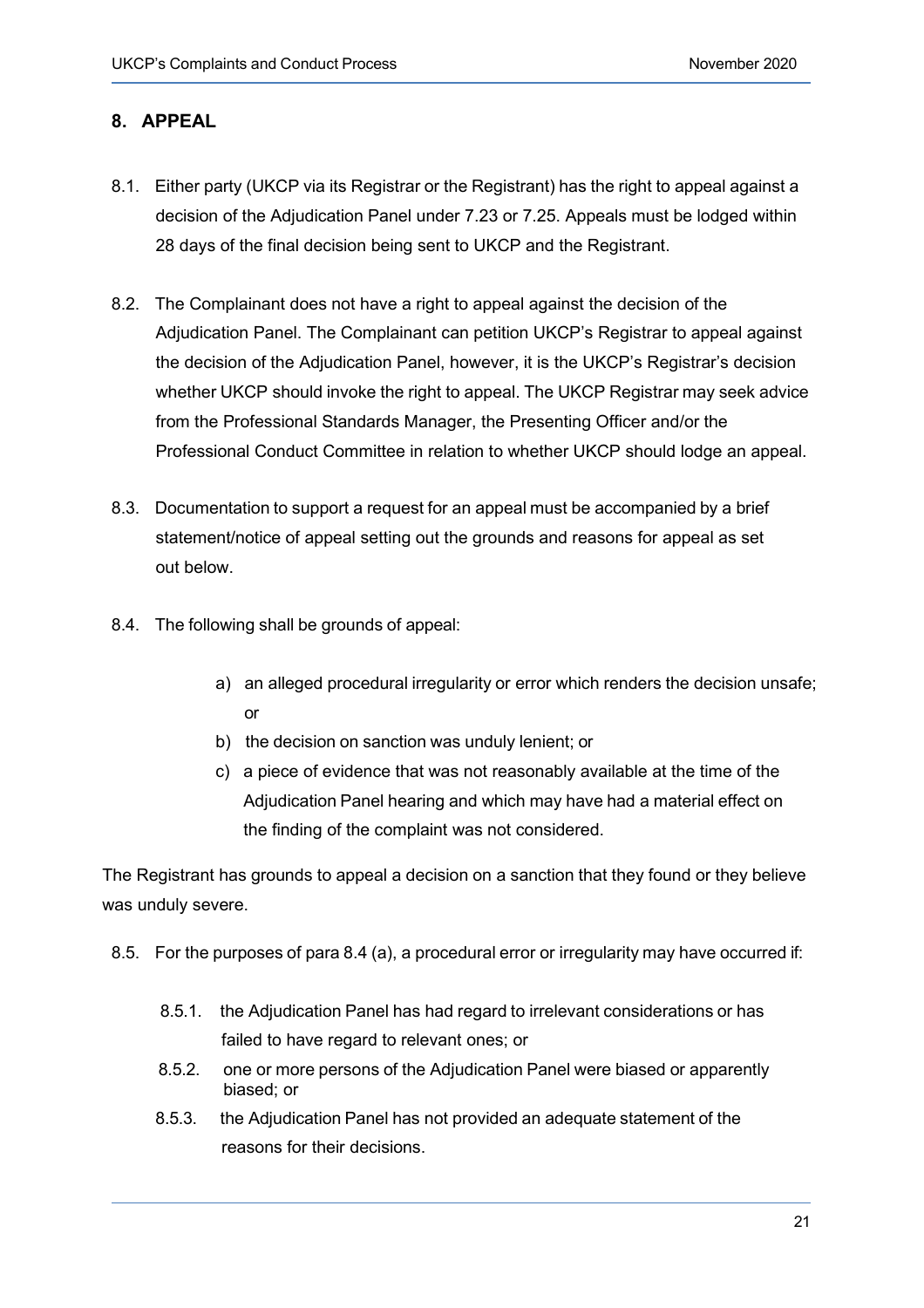## 8. APPEAL

8.1. Either party (UKCP via its Registrar or the Registrant) has the right to appeal against a decision of the Adjudication Panel under 7.23 or 7.25. Appeals must be lodged within 28 days of the final decision being sent to UKCP and the Registrant.

8.2. The Complainant does not have a right to appeal against the decision of the Adjudication Panel. The Complainant can petition UKCP's Registrar to appeal against the decision of the Adjudication Panel, however, it is the UKCP's Registrar's decision whether UKCP should invoke the right to appeal. The UKCP Registrar may seek advice from the Professional Standards Manager, the Presenting Officer and/or the Professional Conduct Committee in relation to whether UKCP should lodge an appeal.

8.3. Documentation to support a request for an appeal must be accompanied by a brief statement/notice of appeal setting out the grounds and reasons for appeal as set out below.

8.4. The following shall be grounds of appeal:

a) an alleged procedural irregularity or error which renders the decision unsafe; or
b) the decision on sanction was unduly lenient; or
c) a piece of evidence that was not reasonably available at the time of the Adjudication Panel hearing and which may have had a material effect on the finding of the complaint was not considered.

The Registrant has grounds to appeal a decision on a sanction that they found or they believe was unduly severe.

8.5. For the purposes of para 8.4 (a), a procedural error or irregularity may have occurred if:

8.5.1. the Adjudication Panel has had regard to irrelevant considerations or has failed to have regard to relevant ones; or

8.5.2. one or more persons of the Adjudication Panel were biased or apparently biased; or

8.5.3. the Adjudication Panel has not provided an adequate statement of the reasons for their decisions.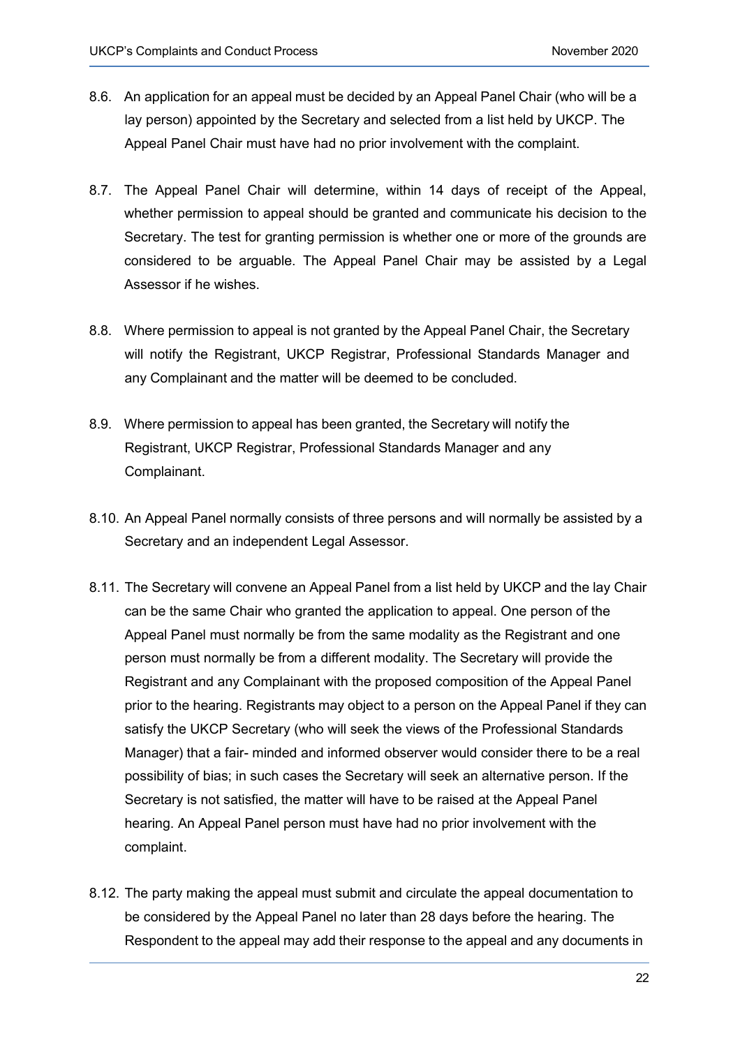8.6. An application for an appeal must be decided by an Appeal Panel Chair (who will be a lay person) appointed by the Secretary and selected from a list held by UKCP. The Appeal Panel Chair must have had no prior involvement with the complaint.

8.7. The Appeal Panel Chair will determine, within 14 days of receipt of the Appeal, whether permission to appeal should be granted and communicate his decision to the Secretary. The test for granting permission is whether one or more of the grounds are considered to be arguable. The Appeal Panel Chair may be assisted by a Legal Assessor if he wishes.

8.8. Where permission to appeal is not granted by the Appeal Panel Chair, the Secretary will notify the Registrant, UKCP Registrar, Professional Standards Manager and any Complainant and the matter will be deemed to be concluded.

8.9. Where permission to appeal has been granted, the Secretary will notify the Registrant, UKCP Registrar, Professional Standards Manager and any Complainant.

8.10. An Appeal Panel normally consists of three persons and will normally be assisted by a Secretary and an independent Legal Assessor.

8.11. The Secretary will convene an Appeal Panel from a list held by UKCP and the lay Chair can be the same Chair who granted the application to appeal. One person of the Appeal Panel must normally be from the same modality as the Registrant and one person must normally be from a different modality. The Secretary will provide the Registrant and any Complainant with the proposed composition of the Appeal Panel prior to the hearing. Registrants may object to a person on the Appeal Panel if they can satisfy the UKCP Secretary (who will seek the views of the Professional Standards Manager) that a fair- minded and informed observer would consider there to be a real possibility of bias; in such cases the Secretary will seek an alternative person. If the Secretary is not satisfied, the matter will have to be raised at the Appeal Panel hearing. An Appeal Panel person must have had no prior involvement with the complaint.

8.12. The party making the appeal must submit and circulate the appeal documentation to be considered by the Appeal Panel no later than 28 days before the hearing. The Respondent to the appeal may add their response to the appeal and any documents in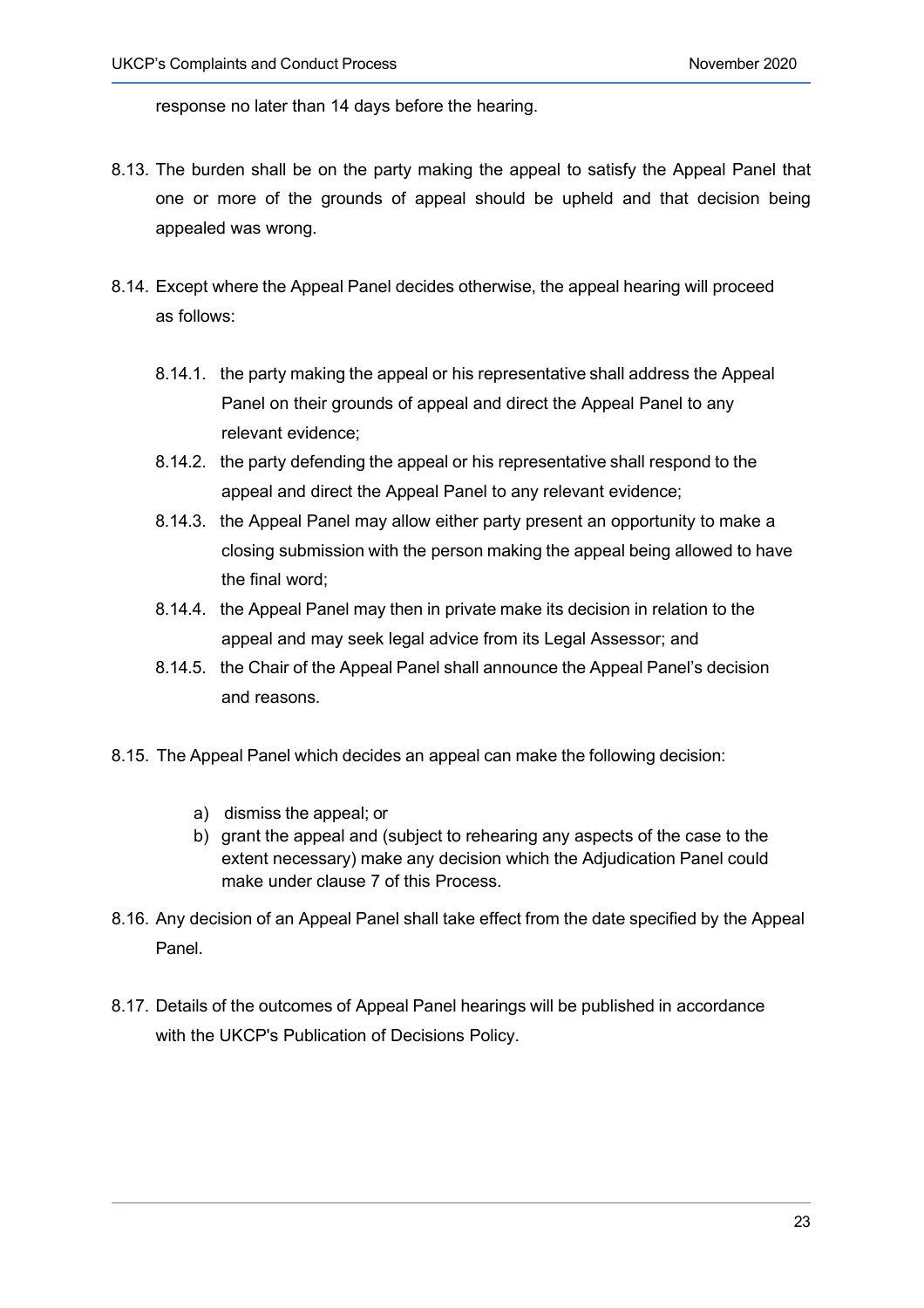response no later than 14 days before the hearing.

8.13. The burden shall be on the party making the appeal to satisfy the Appeal Panel that one or more of the grounds of appeal should be upheld and that decision being appealed was wrong.

8.14. Except where the Appeal Panel decides otherwise, the appeal hearing will proceed as follows:

8.14.1. the party making the appeal or his representative shall address the Appeal Panel on their grounds of appeal and direct the Appeal Panel to any relevant evidence;

8.14.2. the party defending the appeal or his representative shall respond to the appeal and direct the Appeal Panel to any relevant evidence;

8.14.3. the Appeal Panel may allow either party present an opportunity to make a closing submission with the person making the appeal being allowed to have the final word;

8.14.4. the Appeal Panel may then in private make its decision in relation to the appeal and may seek legal advice from its Legal Assessor; and

8.14.5. the Chair of the Appeal Panel shall announce the Appeal Panel's decision and reasons.

8.15. The Appeal Panel which decides an appeal can make the following decision:

a) dismiss the appeal; or
b) grant the appeal and (subject to rehearing any aspects of the case to the extent necessary) make any decision which the Adjudication Panel could make under clause 7 of this Process.

8.16. Any decision of an Appeal Panel shall take effect from the date specified by the Appeal Panel.

8.17. Details of the outcomes of Appeal Panel hearings will be published in accordance with the UKCP's Publication of Decisions Policy.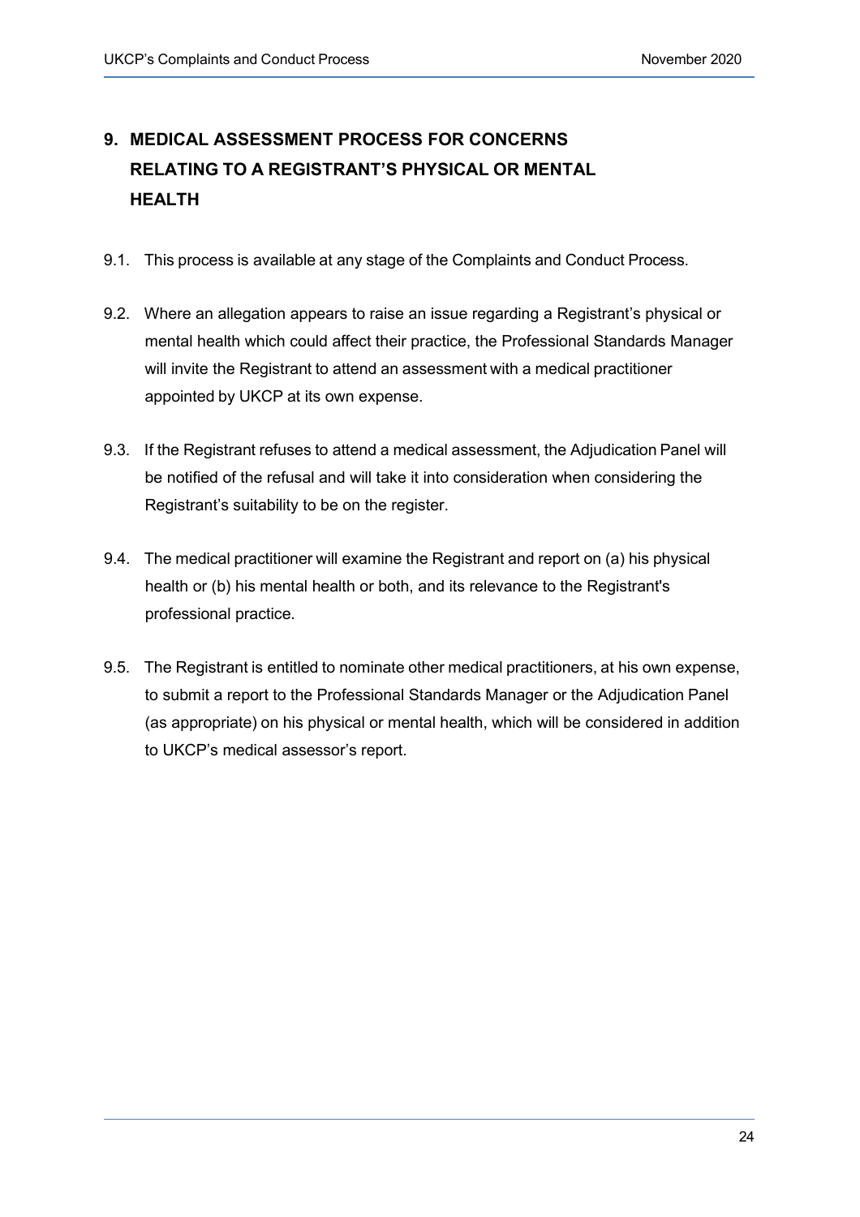## 9. MEDICAL ASSESSMENT PROCESS FOR CONCERNS RELATING TO A REGISTRANT'S PHYSICAL OR MENTAL HEALTH

9.1. This process is available at any stage of the Complaints and Conduct Process.

9.2. Where an allegation appears to raise an issue regarding a Registrant's physical or mental health which could affect their practice, the Professional Standards Manager will invite the Registrant to attend an assessment with a medical practitioner appointed by UKCP at its own expense.

9.3. If the Registrant refuses to attend a medical assessment, the Adjudication Panel will be notified of the refusal and will take it into consideration when considering the Registrant's suitability to be on the register.

9.4. The medical practitioner will examine the Registrant and report on (a) his physical health or (b) his mental health or both, and its relevance to the Registrant's professional practice.

9.5. The Registrant is entitled to nominate other medical practitioners, at his own expense, to submit a report to the Professional Standards Manager or the Adjudication Panel (as appropriate) on his physical or mental health, which will be considered in addition to UKCP's medical assessor's report.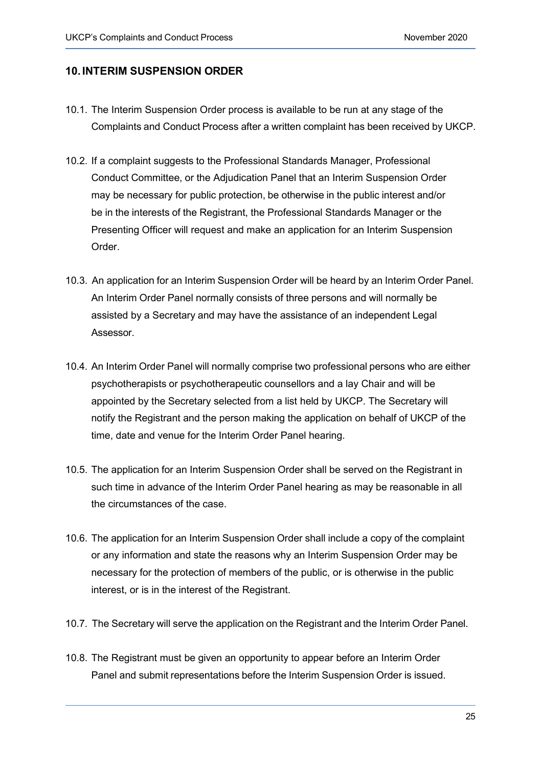## 10. INTERIM SUSPENSION ORDER

10.1. The Interim Suspension Order process is available to be run at any stage of the Complaints and Conduct Process after a written complaint has been received by UKCP.

10.2. If a complaint suggests to the Professional Standards Manager, Professional Conduct Committee, or the Adjudication Panel that an Interim Suspension Order may be necessary for public protection, be otherwise in the public interest and/or be in the interests of the Registrant, the Professional Standards Manager or the Presenting Officer will request and make an application for an Interim Suspension Order.

10.3. An application for an Interim Suspension Order will be heard by an Interim Order Panel. An Interim Order Panel normally consists of three persons and will normally be assisted by a Secretary and may have the assistance of an independent Legal Assessor.

10.4. An Interim Order Panel will normally comprise two professional persons who are either psychotherapists or psychotherapeutic counsellors and a lay Chair and will be appointed by the Secretary selected from a list held by UKCP. The Secretary will notify the Registrant and the person making the application on behalf of UKCP of the time, date and venue for the Interim Order Panel hearing.

10.5. The application for an Interim Suspension Order shall be served on the Registrant in such time in advance of the Interim Order Panel hearing as may be reasonable in all the circumstances of the case.

10.6. The application for an Interim Suspension Order shall include a copy of the complaint or any information and state the reasons why an Interim Suspension Order may be necessary for the protection of members of the public, or is otherwise in the public interest, or is in the interest of the Registrant.

10.7. The Secretary will serve the application on the Registrant and the Interim Order Panel.

10.8. The Registrant must be given an opportunity to appear before an Interim Order Panel and submit representations before the Interim Suspension Order is issued.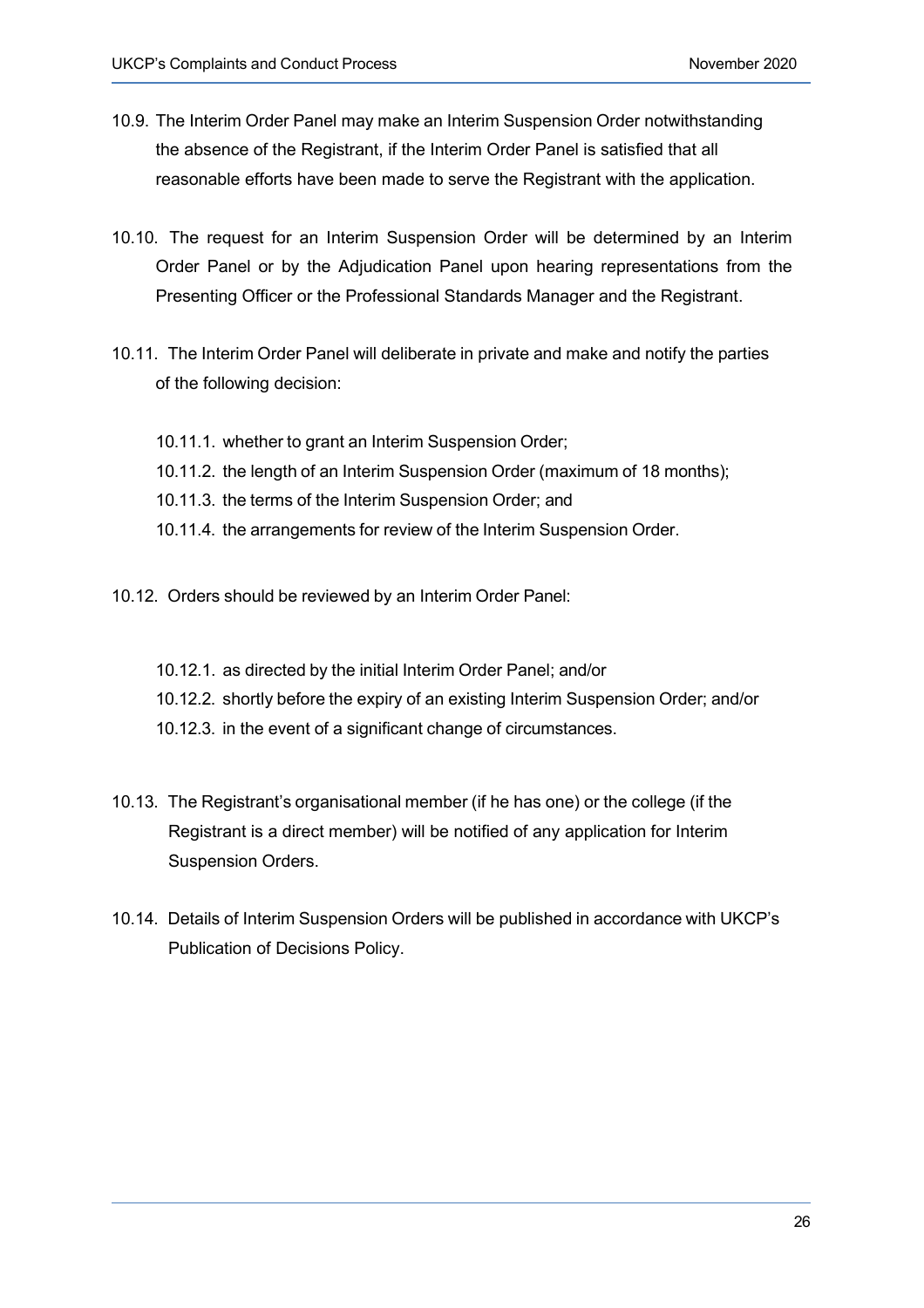10.9. The Interim Order Panel may make an Interim Suspension Order notwithstanding the absence of the Registrant, if the Interim Order Panel is satisfied that all reasonable efforts have been made to serve the Registrant with the application.

10.10. The request for an Interim Suspension Order will be determined by an Interim Order Panel or by the Adjudication Panel upon hearing representations from the Presenting Officer or the Professional Standards Manager and the Registrant.

10.11. The Interim Order Panel will deliberate in private and make and notify the parties of the following decision:

10.11.1. whether to grant an Interim Suspension Order;

10.11.2. the length of an Interim Suspension Order (maximum of 18 months);

10.11.3. the terms of the Interim Suspension Order; and

10.11.4. the arrangements for review of the Interim Suspension Order.

10.12. Orders should be reviewed by an Interim Order Panel:

10.12.1. as directed by the initial Interim Order Panel; and/or

10.12.2. shortly before the expiry of an existing Interim Suspension Order; and/or

10.12.3. in the event of a significant change of circumstances.

10.13. The Registrant's organisational member (if he has one) or the college (if the Registrant is a direct member) will be notified of any application for Interim Suspension Orders.

10.14. Details of Interim Suspension Orders will be published in accordance with UKCP's Publication of Decisions Policy.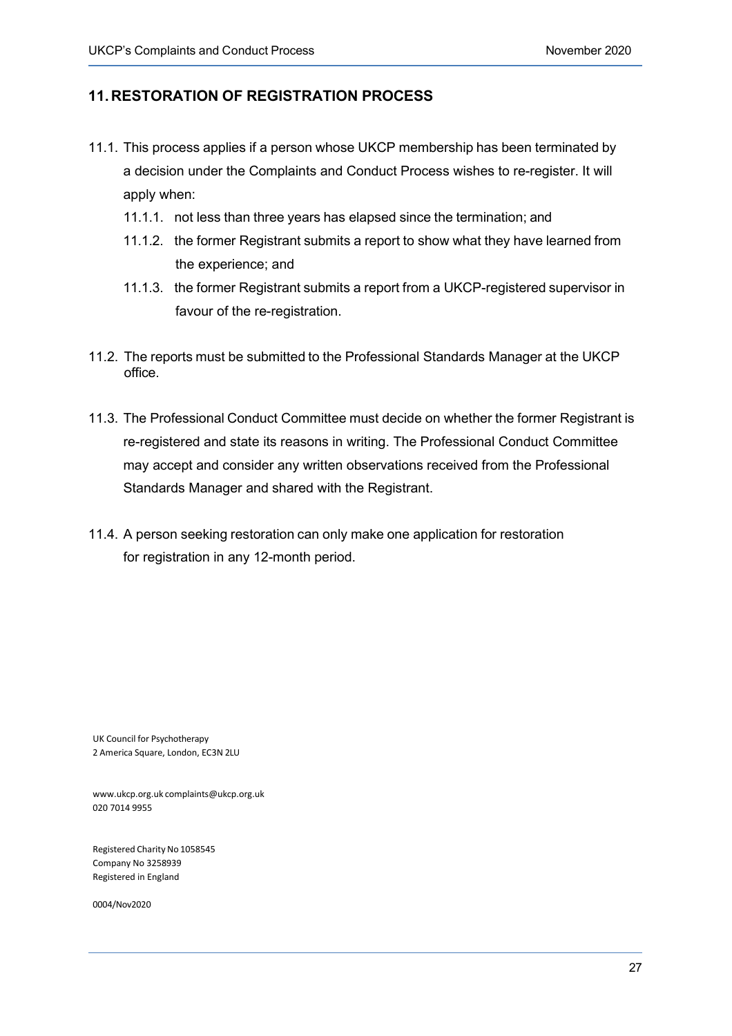## 11. RESTORATION OF REGISTRATION PROCESS

11.1. This process applies if a person whose UKCP membership has been terminated by a decision under the Complaints and Conduct Process wishes to re-register. It will apply when:

- 11.1.1. not less than three years has elapsed since the termination; and
- 11.1.2. the former Registrant submits a report to show what they have learned from the experience; and
- 11.1.3. the former Registrant submits a report from a UKCP-registered supervisor in favour of the re-registration.

11.2. The reports must be submitted to the Professional Standards Manager at the UKCP office.

11.3. The Professional Conduct Committee must decide on whether the former Registrant is re-registered and state its reasons in writing. The Professional Conduct Committee may accept and consider any written observations received from the Professional Standards Manager and shared with the Registrant.

11.4. A person seeking restoration can only make one application for restoration for registration in any 12-month period.

UK Council for Psychotherapy
2 America Square, London, EC3N 2LU

www.ukcp.org.uk complaints@ukcp.org.uk
020 7014 9955

Registered Charity No 1058545
Company No 3258939
Registered in England

0004/Nov2020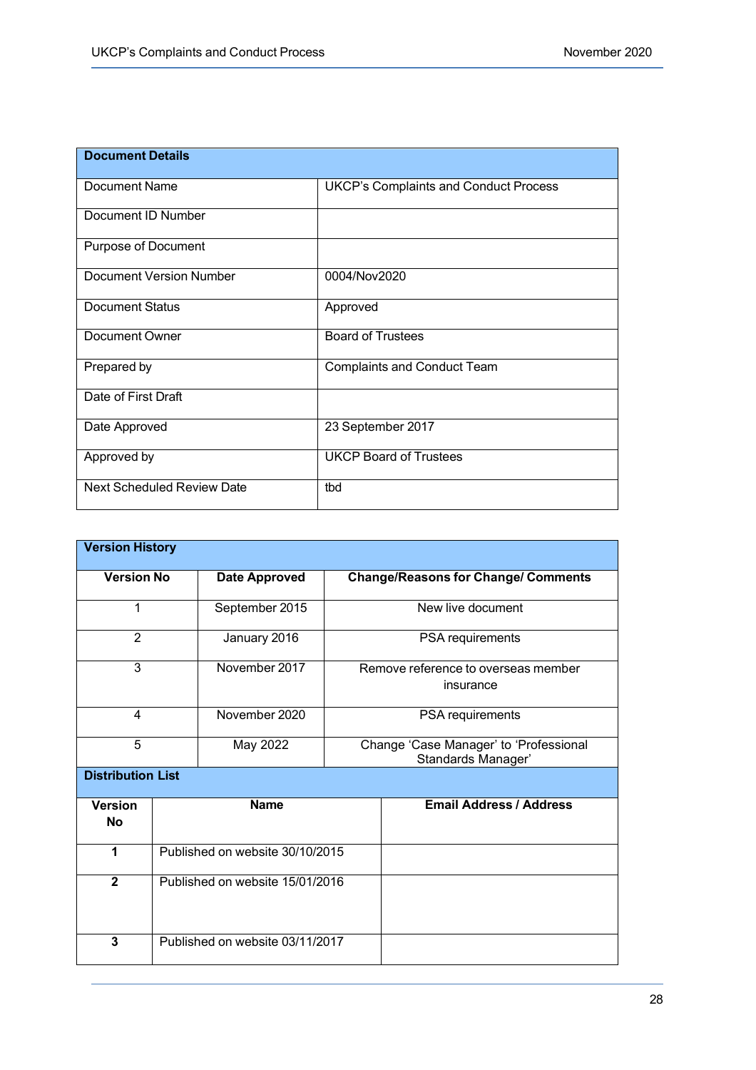| Document Details | |
|---|---|
| Document Name | UKCP's Complaints and Conduct Process |
| Document ID Number | |
| Purpose of Document | |
| Document Version Number | 0004/Nov2020 |
| Document Status | Approved |
| Document Owner | Board of Trustees |
| Prepared by | Complaints and Conduct Team |
| Date of First Draft | |
| Date Approved | 23 September 2017 |
| Approved by | UKCP Board of Trustees |
| Next Scheduled Review Date | tbd |

**Version History**

| Version No | Date Approved | Change/Reasons for Change/ Comments |
|---|---|---|
| 1 | September 2015 | New live document |
| 2 | January 2016 | PSA requirements |
| 3 | November 2017 | Remove reference to overseas member insurance |
| 4 | November 2020 | PSA requirements |
| 5 | May 2022 | Change 'Case Manager' to 'Professional Standards Manager' |

**Distribution List**

| Version No | Name | Email Address / Address |
|---|---|---|
| **1** | Published on website 30/10/2015 | |
| **2** | Published on website 15/01/2016 | |
| **3** | Published on website 03/11/2017 | |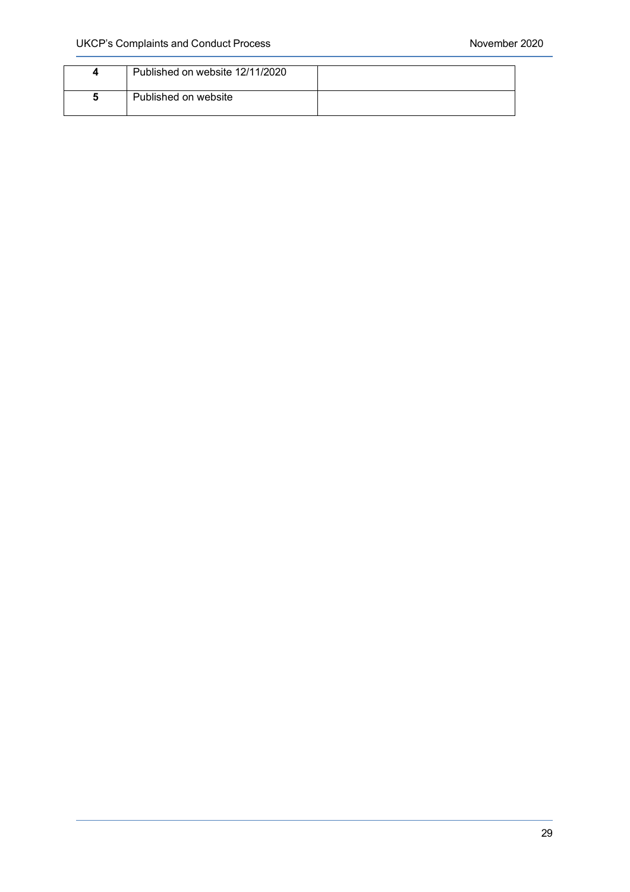| | | |
|---|---|---|
| **4** | Published on website 12/11/2020 | |
| **5** | Published on website | |